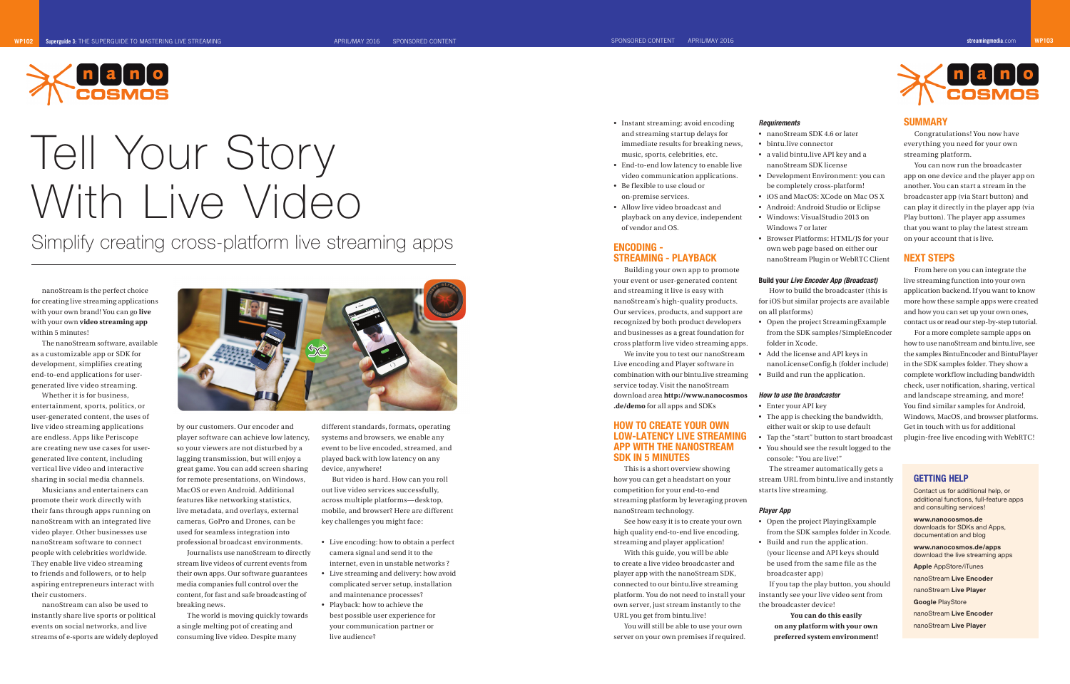# Tell Your Story With Live Video

## Simplify creating cross-platform live streaming apps

nanoStream is the perfect choice for creating live streaming applications with your own brand! You can go **live** with your own **video streaming app** within 5 minutes!

The nanoStream software, available as a customizable app or SDK for development, simplifies creating end-to-end applications for user-generated live video streaming.

Whether it is for business, entertainment, sports, politics, or user-generated content, the uses of live video streaming applications are endless. Apps like Periscope are creating new use cases for user-generated live content, including vertical live video and interactive sharing in social media channels.

Musicians and entertainers can promote their work directly with their fans through apps running on nanoStream with an integrated live video player. Other businesses use nanoStream software to connect people with celebrities worldwide. They enable live video streaming to friends and followers, or to help aspiring entrepreneurs interact with their customers.

nanoStream can also be used to instantly share live sports or political events on social networks, and live streams of e-sports are widely deployed by our customers. Our encoder and player software can achieve low latency, so your viewers are not disturbed by a lagging transmission, but will enjoy a great game. You can add screen sharing for remote presentations, on Windows, MacOS or even Android. Additional features like networking statistics, live metadata, and overlays, external cameras, GoPro and Drones, can be used for seamless integration into professional broadcast environments.

Journalists use nanoStream to directly stream live videos of current events from their own apps. Our software guarantees media companies full control over the content, for fast and safe broadcasting of breaking news.

The world is moving quickly towards a single melting pot of creating and consuming live video. Despite many different standards, formats, operating systems and browsers, we enable any event to be live encoded, streamed, and played back with low latency on any device, anywhere!

But video is hard. How can you roll out live video services successfully, across multiple platforms—desktop, mobile, and browser? Here are different key challenges you might face:

- Live encoding: how to obtain a perfect camera signal and send it to the internet, even in unstable networks?
- Live streaming and delivery: how avoid complicated server setup, installation and maintenance processes?
- Playback: how to achieve the best possible user experience for your communication partner or live audience?
- Instant streaming: avoid encoding and streaming startup delays for immediate results for breaking news, music, sports, celebrities, etc.
- End-to-end low latency to enable live video communication applications.
- Be flexible to use cloud or on-premise services.
- Allow live video broadcast and playback on any device, independent of vendor and OS.

## ENCODING - STREAMING - PLAYBACK

Building your own app to promote your event or user-generated content and streaming it live is easy with nanoStream's high-quality products. Our services, products, and support are recognized by both product developers and businesses as a great foundation for cross platform live video streaming apps.

We invite you to test our nanoStream Live encoding and Player software in combination with our bintu.live streaming service today. Visit the nanoStream download area **http://www.nanocosmos.de/demo** for all apps and SDKs

## HOW TO CREATE YOUR OWN LOW-LATENCY LIVE STREAMING APP WITH THE NANOSTREAM SDK IN 5 MINUTES

This is a short overview showing how you can get a headstart on your competition for your end-to-end streaming platform by leveraging proven nanoStream technology.

See how easy it is to create your own high quality end-to-end live encoding, streaming and player application!

With this guide, you will be able to create a live video broadcaster and player app with the nanoStream SDK, connected to our bintu.live streaming platform. You do not need to install your own server, just stream instantly to the URL you get from bintu.live!

You will still be able to use your own server on your own premises if required.

### *Requirements*

- nanoStream SDK 4.6 or later
- bintu.live connector
- a valid bintu.live API key and a nanoStream SDK license
- Development Environment: you can be completely cross-platform!
- iOS and MacOS: XCode on Mac OS X
- Android: Android Studio or Eclipse
- Windows: VisualStudio 2013 on Windows 7 or later
- Browser Platforms: HTML/JS for your own web page based on either our nanoStream Plugin or WebRTC Client

### Build your *Live Encoder App (Broadcast)*

How to build the broadcaster (this is for iOS but similar projects are available on all platforms)

- Open the project StreamingExample from the SDK samples/SimpleEncoder folder in Xcode.
- Add the license and API keys in nanoLicenseConfig.h (folder include)
- Build and run the application.

### *How to use the broadcaster*

- Enter your API key
- The app is checking the bandwidth, either wait or skip to use default
- Tap the "start" button to start broadcast
- You should see the result logged to the console: "You are live!"

The streamer automatically gets a stream URL from bintu.live and instantly starts live streaming.

### *Player App*

- Open the project PlayingExample from the SDK samples folder in Xcode.
- Build and run the application. (your license and API keys should be used from the same file as the broadcaster app)

If you tap the play button, you should instantly see your live video sent from the broadcaster device!

**You can do this easily on any platform with your own preferred system environment!**

## SUMMARY

Congratulations! You now have everything you need for your own streaming platform.

You can now run the broadcaster app on one device and the player app on another. You can start a stream in the broadcaster app (via Start button) and can play it directly in the player app (via Play button). The player app assumes that you want to play the latest stream on your account that is live.

## NEXT STEPS

From here on you can integrate the live streaming function into your own application backend. If you want to know more how these sample apps were created and how you can set up your own ones, contact us or read our step-by-step tutorial.

For a more complete sample apps on how to use nanoStream and bintu.live, see the samples BintuEncoder and BintuPlayer in the SDK samples folder. They show a complete workflow including bandwidth check, user notification, sharing, vertical and landscape streaming, and more! You find similar samples for Android, Windows, MacOS, and browser platforms. Get in touch with us for additional plugin-free live encoding with WebRTC!

## GETTING HELP

Contact us for additional help, or additional functions, full-feature apps and consulting services!

**www.nanocosmos.de**
downloads for SDKs and Apps, documentation and blog

**www.nanocosmos.de/apps**
download the live streaming apps

**Apple** AppStore/iTunes

nanoStream **Live Encoder**

nanoStream **Live Player**

**Google** PlayStore

nanoStream **Live Encoder**

nanoStream **Live Player**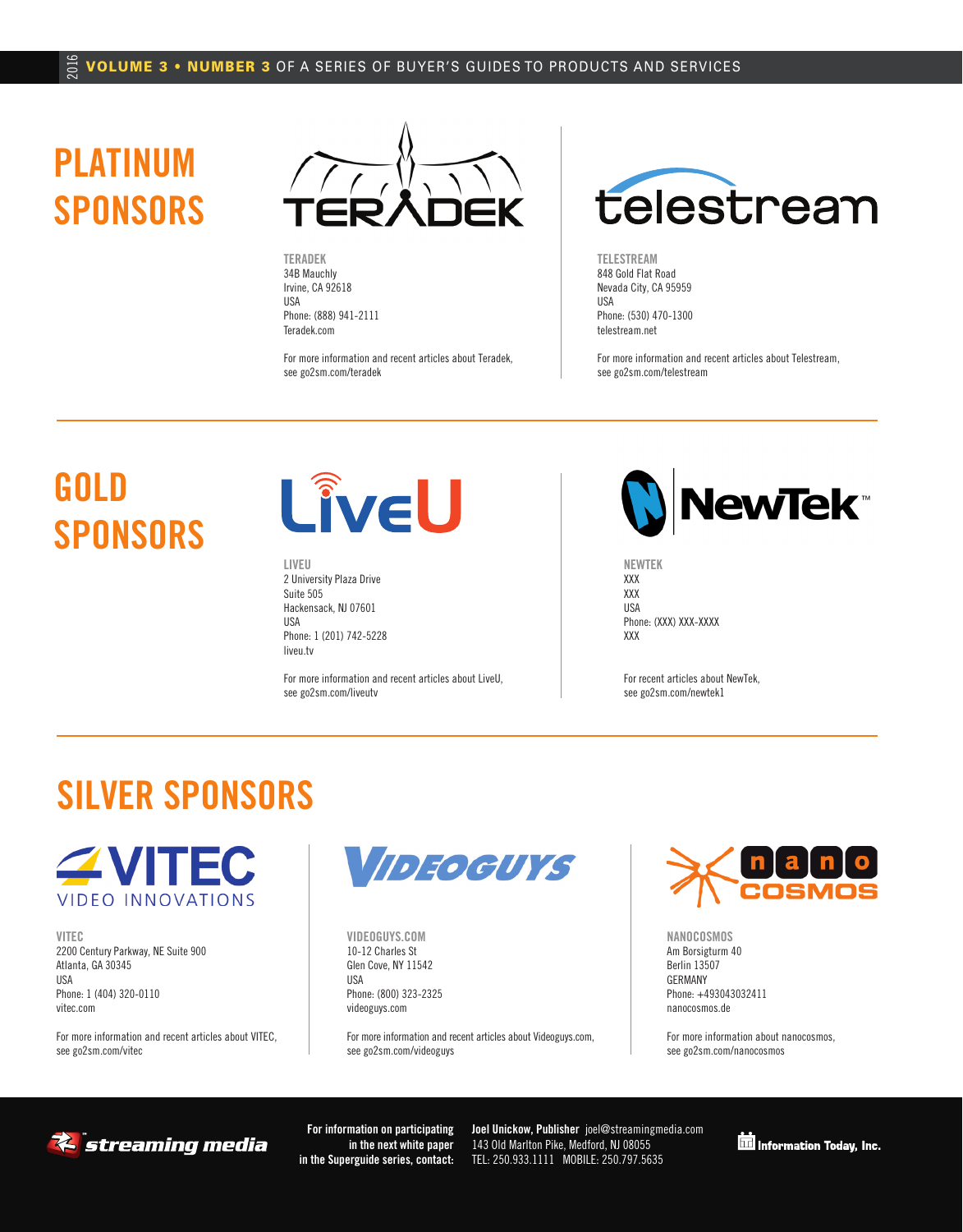# PLATINUM SPONSORS

**TERADEK**
34B Mauchly
Irvine, CA 92618
USA
Phone: (888) 941-2111
Teradek.com

For more information and recent articles about Teradek, see go2sm.com/teradek

**TELESTREAM**
848 Gold Flat Road
Nevada City, CA 95959
USA
Phone: (530) 470-1300
telestream.net

For more information and recent articles about Telestream, see go2sm.com/telestream

# GOLD SPONSORS

**LIVEU**
2 University Plaza Drive
Suite 505
Hackensack, NJ 07601
USA
Phone: 1 (201) 742-5228
liveu.tv

For more information and recent articles about LiveU, see go2sm.com/liveutv

**NEWTEK**
XXX
XXX
USA
Phone: (XXX) XXX-XXXX
XXX

For recent articles about NewTek, see go2sm.com/newtek1

# SILVER SPONSORS

**VITEC**
2200 Century Parkway, NE Suite 900
Atlanta, GA 30345
USA
Phone: 1 (404) 320-0110
vitec.com

For more information and recent articles about VITEC, see go2sm.com/vitec

**VIDEOGUYS.COM**
10-12 Charles St
Glen Cove, NY 11542
USA
Phone: (800) 323-2325
videoguys.com

For more information and recent articles about Videoguys.com, see go2sm.com/videoguys

**NANOCOSMOS**
Am Borsigturm 40
Berlin 13507
GERMANY
Phone: +493043032411
nanocosmos.de

For more information about nanocosmos, see go2sm.com/nanocosmos

**For information on participating in the next white paper in the Superguide series, contact:**

**Joel Unickow, Publisher** joel@streamingmedia.com
143 Old Marlton Pike, Medford, NJ 08055
TEL: 250.933.1111 MOBILE: 250.797.5635